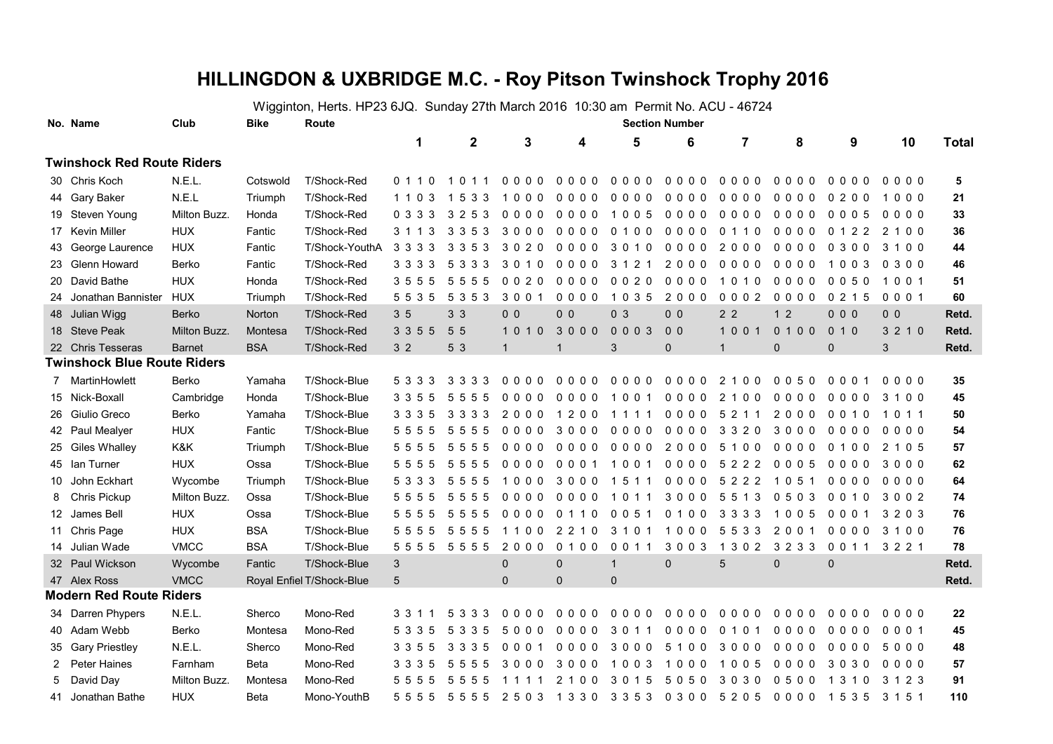# HILLINGDON & UXBRIDGE M.C. - Roy Pitson Twinshock Trophy 2016

Wigginton, Herts. HP23 6JQ. Sunday 27th March 2016 10:30 am Permit No. ACU - 46724

| No. | Name | Club | Bike | Route | 1 | 2 | 3 | 4 | 5 | 6 | 7 | 8 | 9 | 10 | Total |
|---|---|---|---|---|---|---|---|---|---|---|---|---|---|---|---|
| **Twinshock Red Route Riders** | | | | | | | | | | | | | | | |
| 30 | Chris Koch | N.E.L. | Cotswold | T/Shock-Red | 0 1 1 0 | 1 0 1 1 | 0 0 0 0 | 0 0 0 0 | 0 0 0 0 | 0 0 0 0 | 0 0 0 0 | 0 0 0 0 | 0 0 0 0 | 0 0 0 0 | 5 |
| 44 | Gary Baker | N.E.L | Triumph | T/Shock-Red | 1 1 0 3 | 1 5 3 3 | 1 0 0 0 | 0 0 0 0 | 0 0 0 0 | 0 0 0 0 | 0 0 0 0 | 0 0 0 0 | 0 2 0 0 | 1 0 0 0 | 21 |
| 19 | Steven Young | Milton Buzz. | Honda | T/Shock-Red | 0 3 3 3 | 3 2 5 3 | 0 0 0 0 | 0 0 0 0 | 1 0 0 5 | 0 0 0 0 | 0 0 0 0 | 0 0 0 0 | 0 0 0 5 | 0 0 0 0 | 33 |
| 17 | Kevin Miller | HUX | Fantic | T/Shock-Red | 3 1 1 3 | 3 3 5 3 | 3 0 0 0 | 0 0 0 0 | 0 1 0 0 | 0 0 0 0 | 0 1 1 0 | 0 0 0 0 | 0 1 2 2 | 2 1 0 0 | 36 |
| 43 | George Laurence | HUX | Fantic | T/Shock-YouthA | 3 3 3 3 | 3 3 5 3 | 3 0 2 0 | 0 0 0 0 | 3 0 1 0 | 0 0 0 0 | 2 0 0 0 | 0 0 0 0 | 0 3 0 0 | 3 1 0 0 | 44 |
| 23 | Glenn Howard | Berko | Fantic | T/Shock-Red | 3 3 3 3 | 5 3 3 3 | 3 0 1 0 | 0 0 0 0 | 3 1 2 1 | 2 0 0 0 | 0 0 0 0 | 0 0 0 0 | 1 0 0 3 | 0 3 0 0 | 46 |
| 20 | David Bathe | HUX | Honda | T/Shock-Red | 3 5 5 5 | 5 5 5 5 | 0 0 2 0 | 0 0 0 0 | 0 0 2 0 | 0 0 0 0 | 1 0 1 0 | 0 0 0 0 | 0 0 5 0 | 1 0 0 1 | 51 |
| 24 | Jonathan Bannister | HUX | Triumph | T/Shock-Red | 5 5 3 5 | 5 3 5 3 | 3 0 0 1 | 0 0 0 0 | 1 0 3 5 | 2 0 0 0 | 0 0 0 2 | 0 0 0 0 | 0 2 1 5 | 0 0 0 1 | 60 |
| 48 | Julian Wigg | Berko | Norton | T/Shock-Red | 3 5 | 3 3 | 0 0 | 0 0 | 0 3 | 0 0 | 2 2 | 1 2 | 0 0 0 | 0 0 | Retd. |
| 18 | Steve Peak | Milton Buzz. | Montesa | T/Shock-Red | 3 3 5 5 | 5 5 | 1 0 1 0 | 3 0 0 0 | 0 0 0 3 | 0 0 | 1 0 0 1 | 0 1 0 0 | 0 1 0 | 3 2 1 0 | Retd. |
| 22 | Chris Tesseras | Barnet | BSA | T/Shock-Red | 3 2 | 5 3 | 1 | 1 | 3 | 0 | 1 | 0 | 0 | 3 | Retd. |
| **Twinshock Blue Route Riders** | | | | | | | | | | | | | | | |
| 7 | MartinHowlett | Berko | Yamaha | T/Shock-Blue | 5 3 3 3 | 3 3 3 3 | 0 0 0 0 | 0 0 0 0 | 0 0 0 0 | 0 0 0 0 | 2 1 0 0 | 0 0 5 0 | 0 0 0 1 | 0 0 0 0 | 35 |
| 15 | Nick-Boxall | Cambridge | Honda | T/Shock-Blue | 3 3 5 5 | 5 5 5 5 | 0 0 0 0 | 0 0 0 0 | 1 0 0 1 | 0 0 0 0 | 2 1 0 0 | 0 0 0 0 | 0 0 0 0 | 3 1 0 0 | 45 |
| 26 | Giulio Greco | Berko | Yamaha | T/Shock-Blue | 3 3 3 5 | 3 3 3 3 | 2 0 0 0 | 1 2 0 0 | 1 1 1 1 | 0 0 0 0 | 5 2 1 1 | 2 0 0 0 | 0 0 1 0 | 1 0 1 1 | 50 |
| 42 | Paul Mealyer | HUX | Fantic | T/Shock-Blue | 5 5 5 5 | 5 5 5 5 | 0 0 0 0 | 3 0 0 0 | 0 0 0 0 | 0 0 0 0 | 3 3 2 0 | 3 0 0 0 | 0 0 0 0 | 0 0 0 0 | 54 |
| 25 | Giles Whalley | K&K | Triumph | T/Shock-Blue | 5 5 5 5 | 5 5 5 5 | 0 0 0 0 | 0 0 0 0 | 0 0 0 0 | 2 0 0 0 | 5 1 0 0 | 0 0 0 0 | 0 1 0 0 | 2 1 0 5 | 57 |
| 45 | Ian Turner | HUX | Ossa | T/Shock-Blue | 5 5 5 5 | 5 5 5 5 | 0 0 0 0 | 0 0 0 1 | 1 0 0 1 | 0 0 0 0 | 5 2 2 2 | 0 0 0 5 | 0 0 0 0 | 3 0 0 0 | 62 |
| 10 | John Eckhart | Wycombe | Triumph | T/Shock-Blue | 5 3 3 3 | 5 5 5 5 | 1 0 0 0 | 3 0 0 0 | 1 5 1 1 | 0 0 0 0 | 5 2 2 2 | 1 0 5 1 | 0 0 0 0 | 0 0 0 0 | 64 |
| 8 | Chris Pickup | Milton Buzz. | Ossa | T/Shock-Blue | 5 5 5 5 | 5 5 5 5 | 0 0 0 0 | 0 0 0 0 | 1 0 1 1 | 3 0 0 0 | 5 5 1 3 | 0 5 0 3 | 0 0 1 0 | 3 0 0 2 | 74 |
| 12 | James Bell | HUX | Ossa | T/Shock-Blue | 5 5 5 5 | 5 5 5 5 | 0 0 0 0 | 0 1 1 0 | 0 0 5 1 | 0 1 0 0 | 3 3 3 3 | 1 0 0 5 | 0 0 0 1 | 3 2 0 3 | 76 |
| 11 | Chris Page | HUX | BSA | T/Shock-Blue | 5 5 5 5 | 5 5 5 5 | 1 1 0 0 | 2 2 1 0 | 3 1 0 1 | 1 0 0 0 | 5 5 3 3 | 2 0 0 1 | 0 0 0 0 | 3 1 0 0 | 76 |
| 14 | Julian Wade | VMCC | BSA | T/Shock-Blue | 5 5 5 5 | 5 5 5 5 | 2 0 0 0 | 0 1 0 0 | 0 0 1 1 | 3 0 0 3 | 1 3 0 2 | 3 2 3 3 | 0 0 1 1 | 3 2 2 1 | 78 |
| 32 | Paul Wickson | Wycombe | Fantic | T/Shock-Blue | 3 | | 0 | 0 | 1 | 0 | 5 | 0 | 0 | | Retd. |
| 47 | Alex Ross | VMCC | Royal Enfiel | T/Shock-Blue | 5 | | 0 | 0 | 0 | | | | | | Retd. |
| **Modern Red Route Riders** | | | | | | | | | | | | | | | |
| 34 | Darren Phypers | N.E.L. | Sherco | Mono-Red | 3 3 1 1 | 5 3 3 3 | 0 0 0 0 | 0 0 0 0 | 0 0 0 0 | 0 0 0 0 | 0 0 0 0 | 0 0 0 0 | 0 0 0 0 | 0 0 0 0 | 22 |
| 40 | Adam Webb | Berko | Montesa | Mono-Red | 5 3 3 5 | 5 3 3 5 | 5 0 0 0 | 0 0 0 0 | 3 0 1 1 | 0 0 0 0 | 0 1 0 1 | 0 0 0 0 | 0 0 0 0 | 0 0 0 1 | 45 |
| 35 | Gary Priestley | N.E.L. | Sherco | Mono-Red | 3 3 5 5 | 3 3 3 5 | 0 0 0 1 | 0 0 0 0 | 3 0 0 0 | 5 1 0 0 | 3 0 0 0 | 0 0 0 0 | 0 0 0 0 | 5 0 0 0 | 48 |
| 2 | Peter Haines | Farnham | Beta | Mono-Red | 3 3 3 5 | 5 5 5 5 | 3 0 0 0 | 3 0 0 0 | 1 0 0 3 | 1 0 0 0 | 1 0 0 5 | 0 0 0 0 | 3 0 3 0 | 0 0 0 0 | 57 |
| 5 | David Day | Milton Buzz. | Montesa | Mono-Red | 5 5 5 5 | 5 5 5 5 | 1 1 1 1 | 2 1 0 0 | 3 0 1 5 | 5 0 5 0 | 3 0 3 0 | 0 5 0 0 | 1 3 1 0 | 3 1 2 3 | 91 |
| 41 | Jonathan Bathe | HUX | Beta | Mono-YouthB | 5 5 5 5 | 5 5 5 5 | 2 5 0 3 | 1 3 3 0 | 3 3 5 3 | 0 3 0 0 | 5 2 0 5 | 0 0 0 0 | 1 5 3 5 | 3 1 5 1 | 110 |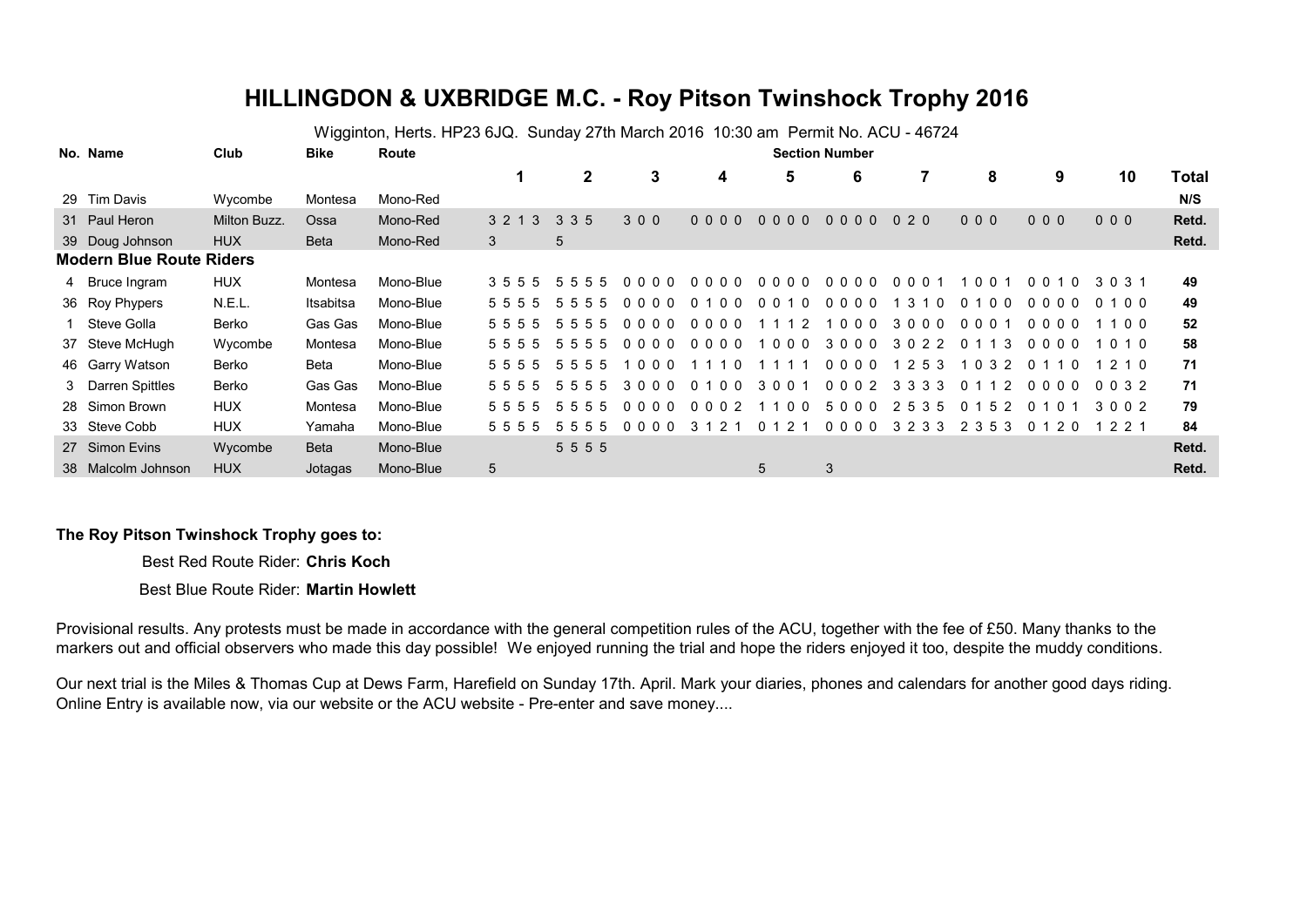# HILLINGDON & UXBRIDGE M.C. - Roy Pitson Twinshock Trophy 2016

Wigginton, Herts. HP23 6JQ. Sunday 27th March 2016 10:30 am Permit No. ACU - 46724

| No. | Name | Club | Bike | Route | Section Number 1 | 2 | 3 | 4 | 5 | 6 | 7 | 8 | 9 | 10 | Total |
|---|---|---|---|---|---|---|---|---|---|---|---|---|---|---|---|
| 29 | Tim Davis | Wycombe | Montesa | Mono-Red | | | | | | | | | | | N/S |
| 31 | Paul Heron | Milton Buzz. | Ossa | Mono-Red | 3 2 1 3 | 3 3 5 | 3 0 0 | 0 0 0 0 | 0 0 0 0 | 0 0 0 0 | 0 2 0 | 0 0 0 | 0 0 0 | 0 0 0 | Retd. |
| 39 | Doug Johnson | HUX | Beta | Mono-Red | 3 | 5 | | | | | | | | | Retd. |
| **Modern Blue Route Riders** | | | | | | | | | | | | | | | |
| 4 | Bruce Ingram | HUX | Montesa | Mono-Blue | 3 5 5 5 | 5 5 5 5 | 0 0 0 0 | 0 0 0 0 | 0 0 0 0 | 0 0 0 0 | 0 0 0 1 | 1 0 0 1 | 0 0 1 0 | 3 0 3 1 | 49 |
| 36 | Roy Phypers | N.E.L. | Itsabitsa | Mono-Blue | 5 5 5 5 | 5 5 5 5 | 0 0 0 0 | 0 1 0 0 | 0 0 1 0 | 0 0 0 0 | 1 3 1 0 | 0 1 0 0 | 0 0 0 0 | 0 1 0 0 | 49 |
| 1 | Steve Golla | Berko | Gas Gas | Mono-Blue | 5 5 5 5 | 5 5 5 5 | 0 0 0 0 | 0 0 0 0 | 1 1 1 2 | 1 0 0 0 | 3 0 0 0 | 0 0 0 1 | 0 0 0 0 | 1 1 0 0 | 52 |
| 37 | Steve McHugh | Wycombe | Montesa | Mono-Blue | 5 5 5 5 | 5 5 5 5 | 0 0 0 0 | 0 0 0 0 | 1 0 0 0 | 3 0 0 0 | 3 0 2 2 | 0 1 1 3 | 0 0 0 0 | 1 0 1 0 | 58 |
| 46 | Garry Watson | Berko | Beta | Mono-Blue | 5 5 5 5 | 5 5 5 5 | 1 0 0 0 | 1 1 1 0 | 1 1 1 1 | 0 0 0 0 | 1 2 5 3 | 1 0 3 2 | 0 1 1 0 | 1 2 1 0 | 71 |
| 3 | Darren Spittles | Berko | Gas Gas | Mono-Blue | 5 5 5 5 | 5 5 5 5 | 3 0 0 0 | 0 1 0 0 | 3 0 0 1 | 0 0 0 2 | 3 3 3 3 | 0 1 1 2 | 0 0 0 0 | 0 0 3 2 | 71 |
| 28 | Simon Brown | HUX | Montesa | Mono-Blue | 5 5 5 5 | 5 5 5 5 | 0 0 0 0 | 0 0 0 2 | 1 1 0 0 | 5 0 0 0 | 2 5 3 5 | 0 1 5 2 | 0 1 0 1 | 3 0 0 2 | 79 |
| 33 | Steve Cobb | HUX | Yamaha | Mono-Blue | 5 5 5 5 | 5 5 5 5 | 0 0 0 0 | 3 1 2 1 | 0 1 2 1 | 0 0 0 0 | 3 2 3 3 | 2 3 5 3 | 0 1 2 0 | 1 2 2 1 | 84 |
| 27 | Simon Evins | Wycombe | Beta | Mono-Blue | | 5 5 5 5 | | | | | | | | | Retd. |
| 38 | Malcolm Johnson | HUX | Jotagas | Mono-Blue | 5 | | | | 5 | 3 | | | | | Retd. |

**The Roy Pitson Twinshock Trophy goes to:**

Best Red Route Rider: **Chris Koch**

Best Blue Route Rider: **Martin Howlett**

Provisional results. Any protests must be made in accordance with the general competition rules of the ACU, together with the fee of £50. Many thanks to the markers out and official observers who made this day possible! We enjoyed running the trial and hope the riders enjoyed it too, despite the muddy conditions.

Our next trial is the Miles & Thomas Cup at Dews Farm, Harefield on Sunday 17th. April. Mark your diaries, phones and calendars for another good days riding. Online Entry is available now, via our website or the ACU website - Pre-enter and save money....